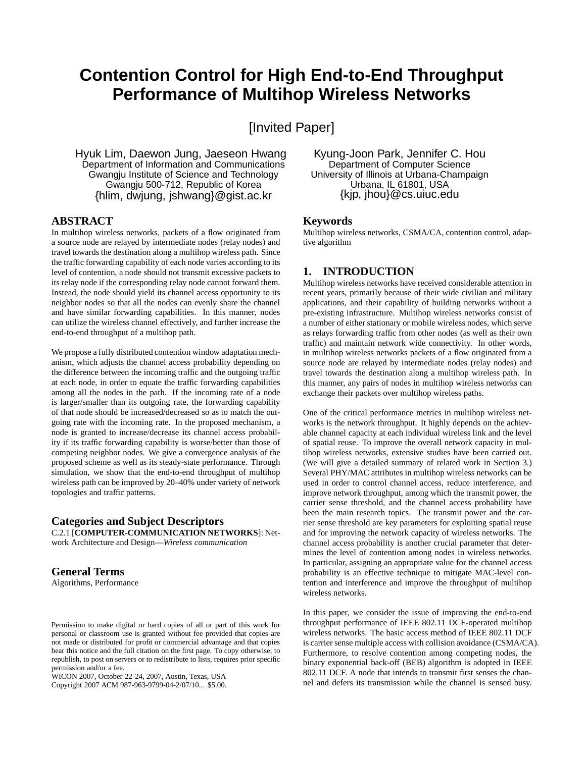# Contention Control for High End-to-End Throughput Performance of Multihop Wireless Networks

[Invited Paper]

Hyuk Lim, Daewon Jung, Jaeseon Hwang
Department of Information and Communications
Gwangju Institute of Science and Technology
Gwangju 500-712, Republic of Korea
{hlim, dwjung, jshwang}@gist.ac.kr

Kyung-Joon Park, Jennifer C. Hou
Department of Computer Science
University of Illinois at Urbana-Champaign
Urbana, IL 61801, USA
{kjp, jhou}@cs.uiuc.edu

## ABSTRACT

In multihop wireless networks, packets of a flow originated from a source node are relayed by intermediate nodes (relay nodes) and travel towards the destination along a multihop wireless path. Since the traffic forwarding capability of each node varies according to its level of contention, a node should not transmit excessive packets to its relay node if the corresponding relay node cannot forward them. Instead, the node should yield its channel access opportunity to its neighbor nodes so that all the nodes can evenly share the channel and have similar forwarding capabilities. In this manner, nodes can utilize the wireless channel effectively, and further increase the end-to-end throughput of a multihop path.

We propose a fully distributed contention window adaptation mechanism, which adjusts the channel access probability depending on the difference between the incoming traffic and the outgoing traffic at each node, in order to equate the traffic forwarding capabilities among all the nodes in the path. If the incoming rate of a node is larger/smaller than its outgoing rate, the forwarding capability of that node should be increased/decreased so as to match the outgoing rate with the incoming rate. In the proposed mechanism, a node is granted to increase/decrease its channel access probability if its traffic forwarding capability is worse/better than those of competing neighbor nodes. We give a convergence analysis of the proposed scheme as well as its steady-state performance. Through simulation, we show that the end-to-end throughput of multihop wireless path can be improved by 20–40% under variety of network topologies and traffic patterns.

## Categories and Subject Descriptors

C.2.1 [**COMPUTER-COMMUNICATION NETWORKS**]: Network Architecture and Design—*Wireless communication*

## General Terms

Algorithms, Performance

Permission to make digital or hard copies of all or part of this work for personal or classroom use is granted without fee provided that copies are not made or distributed for profit or commercial advantage and that copies bear this notice and the full citation on the first page. To copy otherwise, to republish, to post on servers or to redistribute to lists, requires prior specific permission and/or a fee.
WICON 2007, October 22-24, 2007, Austin, Texas, USA
Copyright 2007 ACM 987-963-9799-04-2/07/10... $5.00.

## Keywords

Multihop wireless networks, CSMA/CA, contention control, adaptive algorithm

## 1. INTRODUCTION

Multihop wireless networks have received considerable attention in recent years, primarily because of their wide civilian and military applications, and their capability of building networks without a pre-existing infrastructure. Multihop wireless networks consist of a number of either stationary or mobile wireless nodes, which serve as relays forwarding traffic from other nodes (as well as their own traffic) and maintain network wide connectivity. In other words, in multihop wireless networks packets of a flow originated from a source node are relayed by intermediate nodes (relay nodes) and travel towards the destination along a multihop wireless path. In this manner, any pairs of nodes in multihop wireless networks can exchange their packets over multihop wireless paths.

One of the critical performance metrics in multihop wireless networks is the network throughput. It highly depends on the achievable channel capacity at each individual wireless link and the level of spatial reuse. To improve the overall network capacity in multihop wireless networks, extensive studies have been carried out. (We will give a detailed summary of related work in Section 3.) Several PHY/MAC attributes in multihop wireless networks can be used in order to control channel access, reduce interference, and improve network throughput, among which the transmit power, the carrier sense threshold, and the channel access probability have been the main research topics. The transmit power and the carrier sense threshold are key parameters for exploiting spatial reuse and for improving the network capacity of wireless networks. The channel access probability is another crucial parameter that determines the level of contention among nodes in wireless networks. In particular, assigning an appropriate value for the channel access probability is an effective technique to mitigate MAC-level contention and interference and improve the throughput of multihop wireless networks.

In this paper, we consider the issue of improving the end-to-end throughput performance of IEEE 802.11 DCF-operated multihop wireless networks. The basic access method of IEEE 802.11 DCF is carrier sense multiple access with collision avoidance (CSMA/CA). Furthermore, to resolve contention among competing nodes, the binary exponential back-off (BEB) algorithm is adopted in IEEE 802.11 DCF. A node that intends to transmit first senses the channel and defers its transmission while the channel is sensed busy.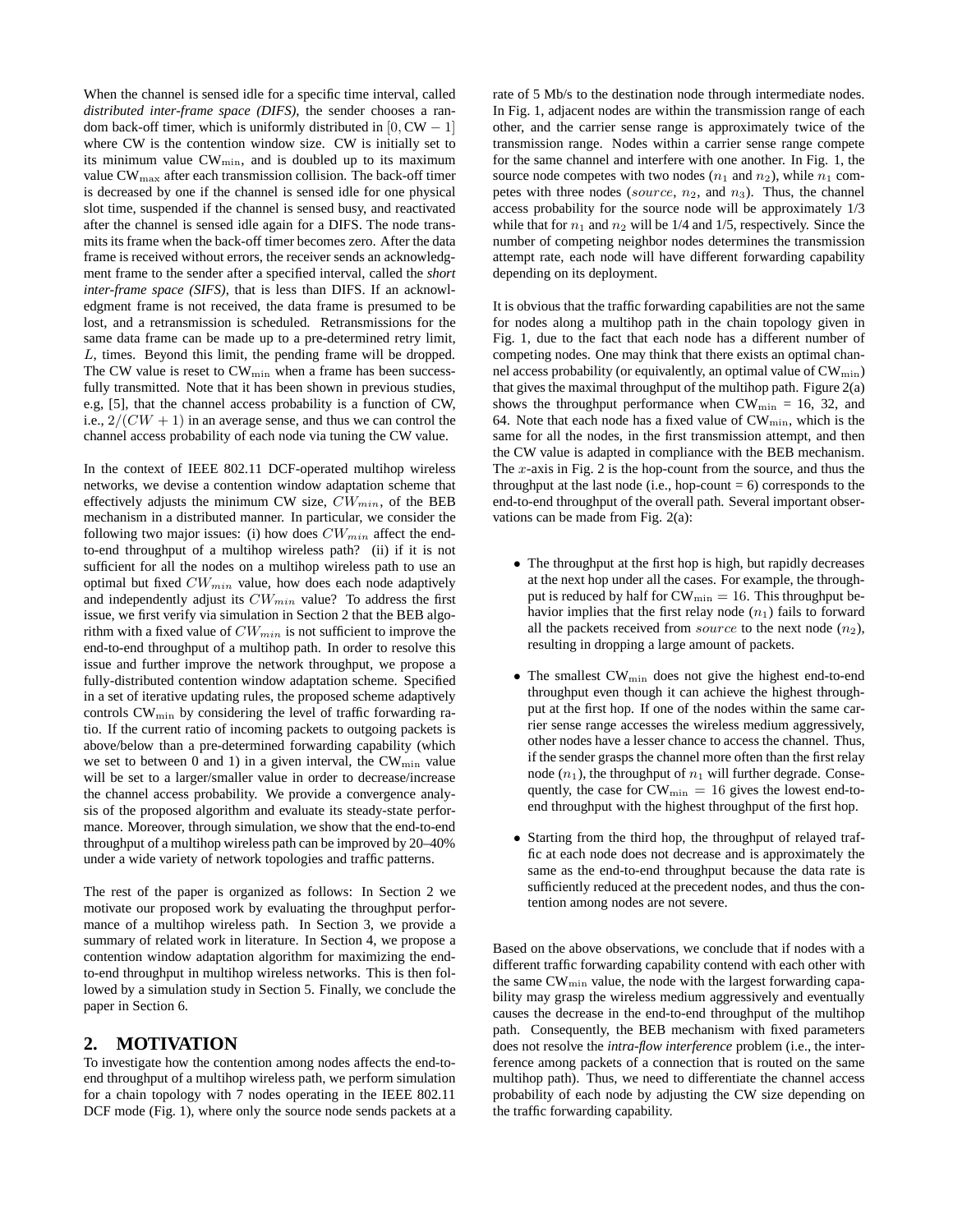When the channel is sensed idle for a specific time interval, called *distributed inter-frame space (DIFS)*, the sender chooses a random back-off timer, which is uniformly distributed in $[0, \mathrm{CW}-1]$ where CW is the contention window size. CW is initially set to its minimum value $\mathrm{CW}_{\min}$, and is doubled up to its maximum value $\mathrm{CW}_{\max}$ after each transmission collision. The back-off timer is decreased by one if the channel is sensed idle for one physical slot time, suspended if the channel is sensed busy, and reactivated after the channel is sensed idle again for a DIFS. The node transmits its frame when the back-off timer becomes zero. After the data frame is received without errors, the receiver sends an acknowledgment frame to the sender after a specified interval, called the *short inter-frame space (SIFS)*, that is less than DIFS. If an acknowledgment frame is not received, the data frame is presumed to be lost, and a retransmission is scheduled. Retransmissions for the same data frame can be made up to a pre-determined retry limit, $L$, times. Beyond this limit, the pending frame will be dropped. The CW value is reset to $\mathrm{CW}_{\min}$ when a frame has been successfully transmitted. Note that it has been shown in previous studies, e.g, [5], that the channel access probability is a function of CW, i.e., $2/(CW+1)$ in an average sense, and thus we can control the channel access probability of each node via tuning the CW value.

In the context of IEEE 802.11 DCF-operated multihop wireless networks, we devise a contention window adaptation scheme that effectively adjusts the minimum CW size, $CW_{min}$, of the BEB mechanism in a distributed manner. In particular, we consider the following two major issues: (i) how does $CW_{min}$ affect the end-to-end throughput of a multihop wireless path? (ii) if it is not sufficient for all the nodes on a multihop wireless path to use an optimal but fixed $CW_{min}$ value, how does each node adaptively and independently adjust its $CW_{min}$ value? To address the first issue, we first verify via simulation in Section 2 that the BEB algorithm with a fixed value of $CW_{min}$ is not sufficient to improve the end-to-end throughput of a multihop path. In order to resolve this issue and further improve the network throughput, we propose a fully-distributed contention window adaptation scheme. Specified in a set of iterative updating rules, the proposed scheme adaptively controls $\mathrm{CW}_{\min}$ by considering the level of traffic forwarding ratio. If the current ratio of incoming packets to outgoing packets is above/below than a pre-determined forwarding capability (which we set to between 0 and 1) in a given interval, the $\mathrm{CW}_{\min}$ value will be set to a larger/smaller value in order to decrease/increase the channel access probability. We provide a convergence analysis of the proposed algorithm and evaluate its steady-state performance. Moreover, through simulation, we show that the end-to-end throughput of a multihop wireless path can be improved by 20–40% under a wide variety of network topologies and traffic patterns.

The rest of the paper is organized as follows: In Section 2 we motivate our proposed work by evaluating the throughput performance of a multihop wireless path. In Section 3, we provide a summary of related work in literature. In Section 4, we propose a contention window adaptation algorithm for maximizing the end-to-end throughput in multihop wireless networks. This is then followed by a simulation study in Section 5. Finally, we conclude the paper in Section 6.

## 2. MOTIVATION

To investigate how the contention among nodes affects the end-to-end throughput of a multihop wireless path, we perform simulation for a chain topology with 7 nodes operating in the IEEE 802.11 DCF mode (Fig. 1), where only the source node sends packets at a rate of 5 Mb/s to the destination node through intermediate nodes. In Fig. 1, adjacent nodes are within the transmission range of each other, and the carrier sense range is approximately twice of the transmission range. Nodes within a carrier sense range compete for the same channel and interfere with one another. In Fig. 1, the source node competes with two nodes ($n_1$ and $n_2$), while $n_1$ competes with three nodes ($source$, $n_2$, and $n_3$). Thus, the channel access probability for the source node will be approximately 1/3 while that for $n_1$ and $n_2$ will be 1/4 and 1/5, respectively. Since the number of competing neighbor nodes determines the transmission attempt rate, each node will have different forwarding capability depending on its deployment.

It is obvious that the traffic forwarding capabilities are not the same for nodes along a multihop path in the chain topology given in Fig. 1, due to the fact that each node has a different number of competing nodes. One may think that there exists an optimal channel access probability (or equivalently, an optimal value of $\mathrm{CW}_{\min}$) that gives the maximal throughput of the multihop path. Figure 2(a) shows the throughput performance when $\mathrm{CW}_{\min}$ = 16, 32, and 64. Note that each node has a fixed value of $\mathrm{CW}_{\min}$, which is the same for all the nodes, in the first transmission attempt, and then the CW value is adapted in compliance with the BEB mechanism. The $x$-axis in Fig. 2 is the hop-count from the source, and thus the throughput at the last node (i.e., hop-count = 6) corresponds to the end-to-end throughput of the overall path. Several important observations can be made from Fig. 2(a):

- The throughput at the first hop is high, but rapidly decreases at the next hop under all the cases. For example, the throughput is reduced by half for $\mathrm{CW}_{\min} = 16$. This throughput behavior implies that the first relay node ($n_1$) fails to forward all the packets received from $source$ to the next node ($n_2$), resulting in dropping a large amount of packets.
- The smallest $\mathrm{CW}_{\min}$ does not give the highest end-to-end throughput even though it can achieve the highest throughput at the first hop. If one of the nodes within the same carrier sense range accesses the wireless medium aggressively, other nodes have a lesser chance to access the channel. Thus, if the sender grasps the channel more often than the first relay node ($n_1$), the throughput of $n_1$ will further degrade. Consequently, the case for $\mathrm{CW}_{\min} = 16$ gives the lowest end-to-end throughput with the highest throughput of the first hop.
- Starting from the third hop, the throughput of relayed traffic at each node does not decrease and is approximately the same as the end-to-end throughput because the data rate is sufficiently reduced at the precedent nodes, and thus the contention among nodes are not severe.

Based on the above observations, we conclude that if nodes with a different traffic forwarding capability contend with each other with the same $\mathrm{CW}_{\min}$ value, the node with the largest forwarding capability may grasp the wireless medium aggressively and eventually causes the decrease in the end-to-end throughput of the multihop path. Consequently, the BEB mechanism with fixed parameters does not resolve the *intra-flow interference* problem (i.e., the interference among packets of a connection that is routed on the same multihop path). Thus, we need to differentiate the channel access probability of each node by adjusting the CW size depending on the traffic forwarding capability.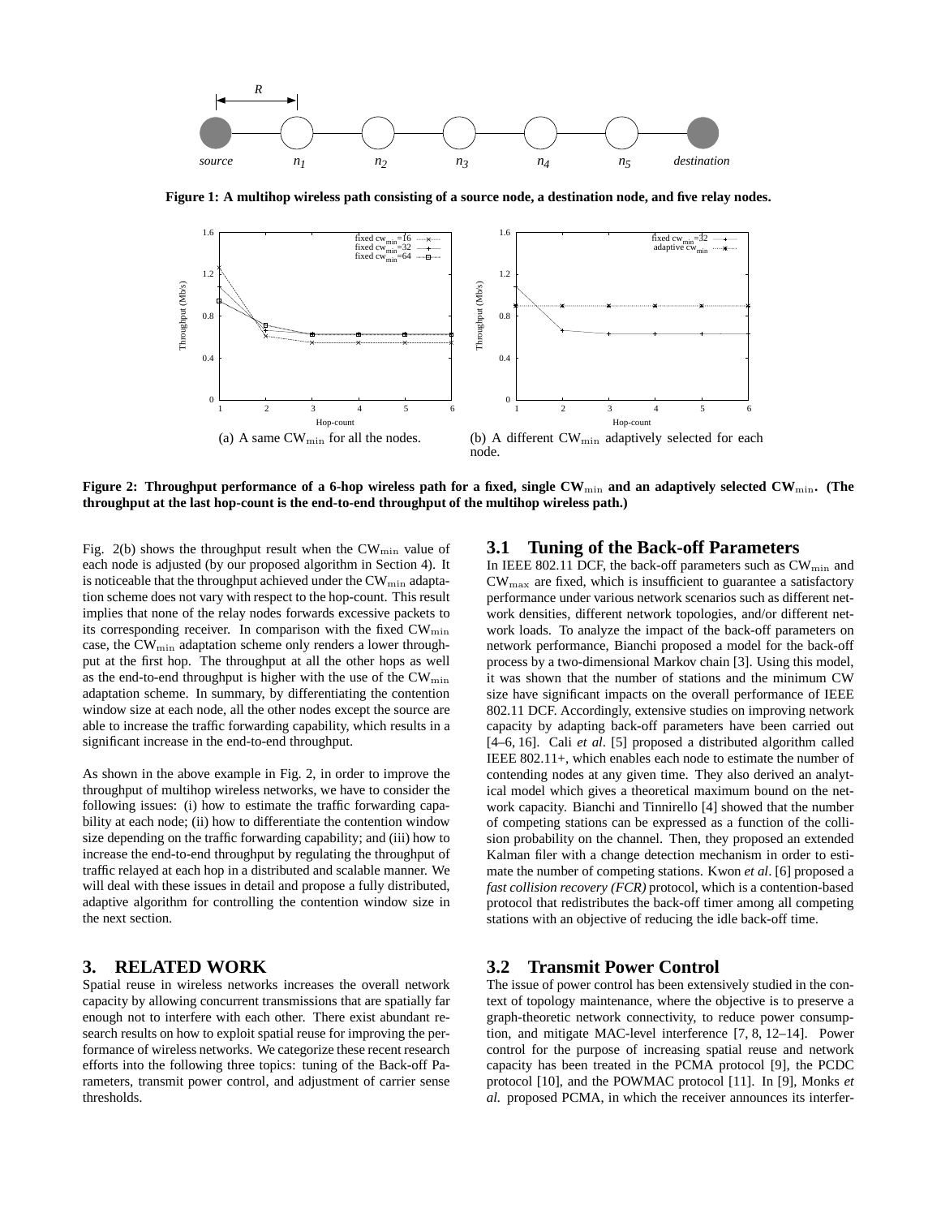Figure 1: A multihop wireless path consisting of a source node, a destination node, and five relay nodes.

(a) A same $CW_{\min}$ for all the nodes.

(b) A different $CW_{\min}$ adaptively selected for each node.

**Figure 2: Throughput performance of a 6-hop wireless path for a fixed, single $CW_{\min}$ and an adaptively selected $CW_{\min}$. (The throughput at the last hop-count is the end-to-end throughput of the multihop wireless path.)**

Fig. 2(b) shows the throughput result when the $CW_{\min}$ value of each node is adjusted (by our proposed algorithm in Section 4). It is noticeable that the throughput achieved under the $CW_{\min}$ adaptation scheme does not vary with respect to the hop-count. This result implies that none of the relay nodes forwards excessive packets to its corresponding receiver. In comparison with the fixed $CW_{\min}$ case, the $CW_{\min}$ adaptation scheme only renders a lower throughput at the first hop. The throughput at all the other hops as well as the end-to-end throughput is higher with the use of the $CW_{\min}$ adaptation scheme. In summary, by differentiating the contention window size at each node, all the other nodes except the source are able to increase the traffic forwarding capability, which results in a significant increase in the end-to-end throughput.

As shown in the above example in Fig. 2, in order to improve the throughput of multihop wireless networks, we have to consider the following issues: (i) how to estimate the traffic forwarding capability at each node; (ii) how to differentiate the contention window size depending on the traffic forwarding capability; and (iii) how to increase the end-to-end throughput by regulating the throughput of traffic relayed at each hop in a distributed and scalable manner. We will deal with these issues in detail and propose a fully distributed, adaptive algorithm for controlling the contention window size in the next section.

## 3. RELATED WORK

Spatial reuse in wireless networks increases the overall network capacity by allowing concurrent transmissions that are spatially far enough not to interfere with each other. There exist abundant research results on how to exploit spatial reuse for improving the performance of wireless networks. We categorize these recent research efforts into the following three topics: tuning of the Back-off Parameters, transmit power control, and adjustment of carrier sense thresholds.

### 3.1 Tuning of the Back-off Parameters

In IEEE 802.11 DCF, the back-off parameters such as $CW_{\min}$ and $CW_{\max}$ are fixed, which is insufficient to guarantee a satisfactory performance under various network scenarios such as different network densities, different network topologies, and/or different network loads. To analyze the impact of the back-off parameters on network performance, Bianchi proposed a model for the back-off process by a two-dimensional Markov chain [3]. Using this model, it was shown that the number of stations and the minimum CW size have significant impacts on the overall performance of IEEE 802.11 DCF. Accordingly, extensive studies on improving network capacity by adapting back-off parameters have been carried out [4–6, 16]. Cali *et al*. [5] proposed a distributed algorithm called IEEE 802.11+, which enables each node to estimate the number of contending nodes at any given time. They also derived an analytical model which gives a theoretical maximum bound on the network capacity. Bianchi and Tinnirello [4] showed that the number of competing stations can be expressed as a function of the collision probability on the channel. Then, they proposed an extended Kalman filer with a change detection mechanism in order to estimate the number of competing stations. Kwon *et al*. [6] proposed a *fast collision recovery (FCR)* protocol, which is a contention-based protocol that redistributes the back-off timer among all competing stations with an objective of reducing the idle back-off time.

### 3.2 Transmit Power Control

The issue of power control has been extensively studied in the context of topology maintenance, where the objective is to preserve a graph-theoretic network connectivity, to reduce power consumption, and mitigate MAC-level interference [7, 8, 12–14]. Power control for the purpose of increasing spatial reuse and network capacity has been treated in the PCMA protocol [9], the PCDC protocol [10], and the POWMAC protocol [11]. In [9], Monks *et al.* proposed PCMA, in which the receiver announces its interfer-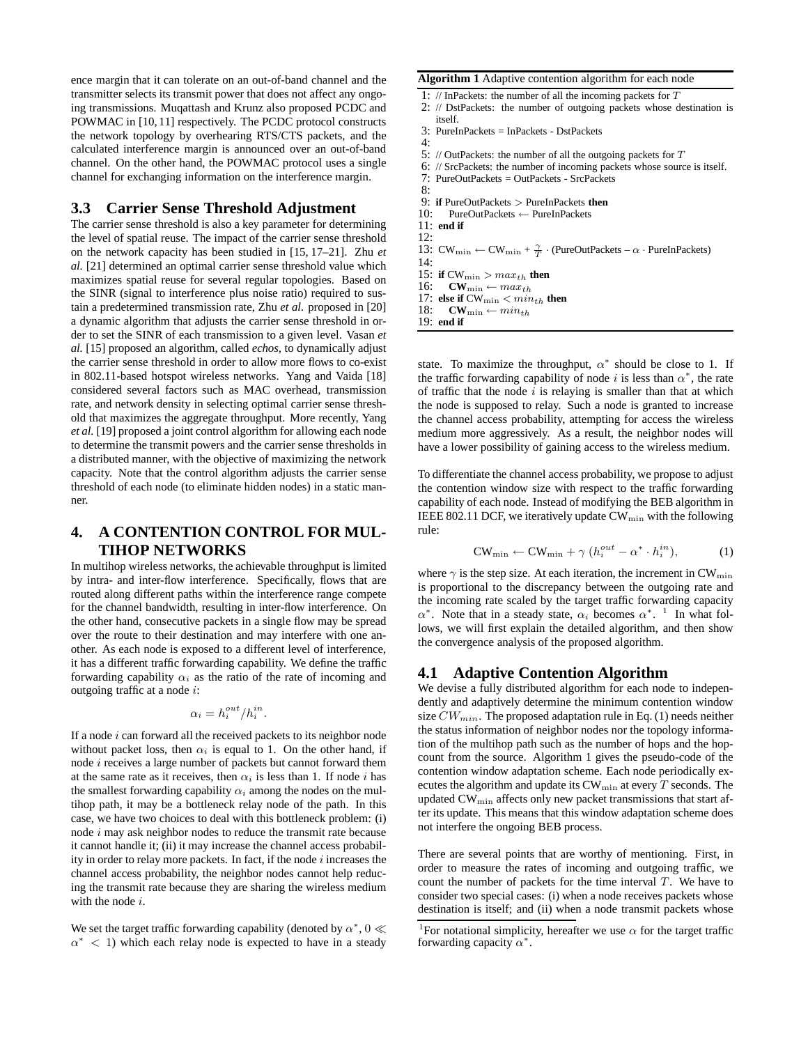ence margin that it can tolerate on an out-of-band channel and the transmitter selects its transmit power that does not affect any ongoing transmissions. Muqattash and Krunz also proposed PCDC and POWMAC in [10, 11] respectively. The PCDC protocol constructs the network topology by overhearing RTS/CTS packets, and the calculated interference margin is announced over an out-of-band channel. On the other hand, the POWMAC protocol uses a single channel for exchanging information on the interference margin.

### 3.3 Carrier Sense Threshold Adjustment

The carrier sense threshold is also a key parameter for determining the level of spatial reuse. The impact of the carrier sense threshold on the network capacity has been studied in [15, 17–21]. Zhu *et al.* [21] determined an optimal carrier sense threshold value which maximizes spatial reuse for several regular topologies. Based on the SINR (signal to interference plus noise ratio) required to sustain a predetermined transmission rate, Zhu *et al.* proposed in [20] a dynamic algorithm that adjusts the carrier sense threshold in order to set the SINR of each transmission to a given level. Vasan *et al.* [15] proposed an algorithm, called *echos*, to dynamically adjust the carrier sense threshold in order to allow more flows to co-exist in 802.11-based hotspot wireless networks. Yang and Vaida [18] considered several factors such as MAC overhead, transmission rate, and network density in selecting optimal carrier sense threshold that maximizes the aggregate throughput. More recently, Yang *et al.* [19] proposed a joint control algorithm for allowing each node to determine the transmit powers and the carrier sense thresholds in a distributed manner, with the objective of maximizing the network capacity. Note that the control algorithm adjusts the carrier sense threshold of each node (to eliminate hidden nodes) in a static manner.

## 4. A CONTENTION CONTROL FOR MULTIHOP NETWORKS

In multihop wireless networks, the achievable throughput is limited by intra- and inter-flow interference. Specifically, flows that are routed along different paths within the interference range compete for the channel bandwidth, resulting in inter-flow interference. On the other hand, consecutive packets in a single flow may be spread over the route to their destination and may interfere with one another. As each node is exposed to a different level of interference, it has a different traffic forwarding capability. We define the traffic forwarding capability $\alpha_i$ as the ratio of the rate of incoming and outgoing traffic at a node $i$:

$$\alpha_i = h_i^{out}/h_i^{in}.$$

If a node $i$ can forward all the received packets to its neighbor node without packet loss, then $\alpha_i$ is equal to 1. On the other hand, if node $i$ receives a large number of packets but cannot forward them at the same rate as it receives, then $\alpha_i$ is less than 1. If node $i$ has the smallest forwarding capability $\alpha_i$ among the nodes on the multihop path, it may be a bottleneck relay node of the path. In this case, we have two choices to deal with this bottleneck problem: (i) node $i$ may ask neighbor nodes to reduce the transmit rate because it cannot handle it; (ii) it may increase the channel access probability in order to relay more packets. In fact, if the node $i$ increases the channel access probability, the neighbor nodes cannot help reducing the transmit rate because they are sharing the wireless medium with the node $i$.

We set the target traffic forwarding capability (denoted by $\alpha^*$, $0 \ll \alpha^* < 1$) which each relay node is expected to have in a steady state. To maximize the throughput, $\alpha^*$ should be close to 1. If the traffic forwarding capability of node $i$ is less than $\alpha^*$, the rate of traffic that the node $i$ is relaying is smaller than that at which the node is supposed to relay. Such a node is granted to increase the channel access probability, attempting for access the wireless medium more aggressively. As a result, the neighbor nodes will have a lower possibility of gaining access to the wireless medium.

**Algorithm 1** Adaptive contention algorithm for each node

```
1: // InPackets: the number of all the incoming packets for T
2: // DstPackets: the number of outgoing packets whose destination is
   itself.
3: PureInPackets = InPackets - DstPackets
4:
5: // OutPackets: the number of all the outgoing packets for T
6: // SrcPackets: the number of incoming packets whose source is itself.
7: PureOutPackets = OutPackets - SrcPackets
8:
9: if PureOutPackets > PureInPackets then
10:    PureOutPackets ← PureInPackets
11: end if
12:
13: CW_min ← CW_min + (γ/T) · (PureOutPackets – α · PureInPackets)
14:
15: if CW_min > max_th then
16:    CW_min ← max_th
17: else if CW_min < min_th then
18:    CW_min ← min_th
19: end if
```

To differentiate the channel access probability, we propose to adjust the contention window size with respect to the traffic forwarding capability of each node. Instead of modifying the BEB algorithm in IEEE 802.11 DCF, we iteratively update $\mathrm{CW}_{\min}$ with the following rule:

$$\mathrm{CW}_{\min} \leftarrow \mathrm{CW}_{\min} + \gamma\,(h_i^{out} - \alpha^* \cdot h_i^{in}), \tag{1}$$

where $\gamma$ is the step size. At each iteration, the increment in $\mathrm{CW}_{\min}$ is proportional to the discrepancy between the outgoing rate and the incoming rate scaled by the target traffic forwarding capacity $\alpha^*$. Note that in a steady state, $\alpha_i$ becomes $\alpha^*$. [1] In what follows, we will first explain the detailed algorithm, and then show the convergence analysis of the proposed algorithm.

### 4.1 Adaptive Contention Algorithm

We devise a fully distributed algorithm for each node to independently and adaptively determine the minimum contention window size $CW_{min}$. The proposed adaptation rule in Eq. (1) needs neither the status information of neighbor nodes nor the topology information of the multihop path such as the number of hops and the hop-count from the source. Algorithm 1 gives the pseudo-code of the contention window adaptation scheme. Each node periodically executes the algorithm and update its $\mathrm{CW}_{\min}$ at every $T$ seconds. The updated $\mathrm{CW}_{\min}$ affects only new packet transmissions that start after its update. This means that this window adaptation scheme does not interfere the ongoing BEB process.

There are several points that are worthy of mentioning. First, in order to measure the rates of incoming and outgoing traffic, we count the number of packets for the time interval $T$. We have to consider two special cases: (i) when a node receives packets whose destination is itself; and (ii) when a node transmit packets whose

[1] For notational simplicity, hereafter we use $\alpha$ for the target traffic forwarding capacity $\alpha^*$.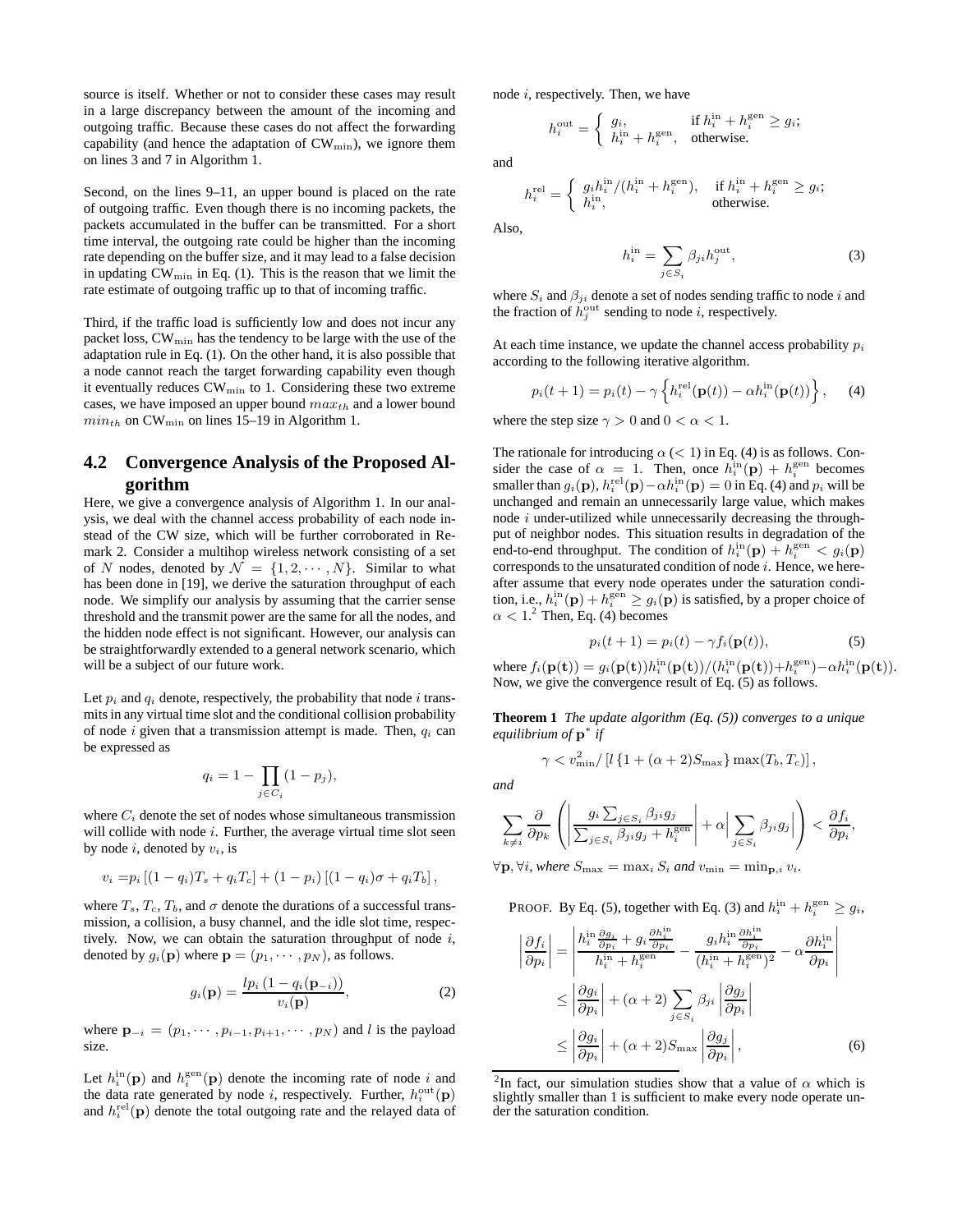source is itself. Whether or not to consider these cases may result in a large discrepancy between the amount of the incoming and outgoing traffic. Because these cases do not affect the forwarding capability (and hence the adaptation of $\mathrm{CW}_{\min}$), we ignore them on lines 3 and 7 in Algorithm 1.

Second, on the lines 9–11, an upper bound is placed on the rate of outgoing traffic. Even though there is no incoming packets, the packets accumulated in the buffer can be transmitted. For a short time interval, the outgoing rate could be higher than the incoming rate depending on the buffer size, and it may lead to a false decision in updating $\mathrm{CW}_{\min}$ in Eq. (1). This is the reason that we limit the rate estimate of outgoing traffic up to that of incoming traffic.

Third, if the traffic load is sufficiently low and does not incur any packet loss, $\mathrm{CW}_{\min}$ has the tendency to be large with the use of the adaptation rule in Eq. (1). On the other hand, it is also possible that a node cannot reach the target forwarding capability even though it eventually reduces $\mathrm{CW}_{\min}$ to 1. Considering these two extreme cases, we have imposed an upper bound $max_{th}$ and a lower bound $min_{th}$ on $\mathrm{CW}_{\min}$ on lines 15–19 in Algorithm 1.

## 4.2 Convergence Analysis of the Proposed Algorithm

Here, we give a convergence analysis of Algorithm 1. In our analysis, we deal with the channel access probability of each node instead of the CW size, which will be further corroborated in Remark 2. Consider a multihop wireless network consisting of a set of $N$ nodes, denoted by $\mathcal{N} = \{1, 2, \cdots, N\}$. Similar to what has been done in [19], we derive the saturation throughput of each node. We simplify our analysis by assuming that the carrier sense threshold and the transmit power are the same for all the nodes, and the hidden node effect is not significant. However, our analysis can be straightforwardly extended to a general network scenario, which will be a subject of our future work.

Let $p_i$ and $q_i$ denote, respectively, the probability that node $i$ transmits in any virtual time slot and the conditional collision probability of node $i$ given that a transmission attempt is made. Then, $q_i$ can be expressed as

$$q_i = 1 - \prod_{j \in C_i} (1 - p_j),$$

where $C_i$ denote the set of nodes whose simultaneous transmission will collide with node $i$. Further, the average virtual time slot seen by node $i$, denoted by $v_i$, is

$$v_i = p_i \left[(1 - q_i)T_s + q_i T_c\right] + (1 - p_i)\left[(1 - q_i)\sigma + q_i T_b\right],$$

where $T_s$, $T_c$, $T_b$, and $\sigma$ denote the durations of a successful transmission, a collision, a busy channel, and the idle slot time, respectively. Now, we can obtain the saturation throughput of node $i$, denoted by $g_i(\mathbf{p})$ where $\mathbf{p} = (p_1, \cdots, p_N)$, as follows.

$$g_i(\mathbf{p}) = \frac{l p_i \left(1 - q_i(\mathbf{p}_{-i})\right)}{v_i(\mathbf{p})}, \tag{2}$$

where $\mathbf{p}_{-i} = (p_1, \cdots, p_{i-1}, p_{i+1}, \cdots, p_N)$ and $l$ is the payload size.

Let $h_i^{\mathrm{in}}(\mathbf{p})$ and $h_i^{\mathrm{gen}}(\mathbf{p})$ denote the incoming rate of node $i$ and the data rate generated by node $i$, respectively. Further, $h_i^{\mathrm{out}}(\mathbf{p})$ and $h_i^{\mathrm{rel}}(\mathbf{p})$ denote the total outgoing rate and the relayed data of node $i$, respectively. Then, we have

$$h_i^{\mathrm{out}} = \begin{cases} g_i, & \text{if } h_i^{\mathrm{in}} + h_i^{\mathrm{gen}} \geq g_i; \\ h_i^{\mathrm{in}} + h_i^{\mathrm{gen}}, & \text{otherwise.} \end{cases}$$

and

$$h_i^{\mathrm{rel}} = \begin{cases} g_i h_i^{\mathrm{in}} / (h_i^{\mathrm{in}} + h_i^{\mathrm{gen}}), & \text{if } h_i^{\mathrm{in}} + h_i^{\mathrm{gen}} \geq g_i; \\ h_i^{\mathrm{in}}, & \text{otherwise.} \end{cases}$$

Also,

$$h_i^{\mathrm{in}} = \sum_{j \in S_i} \beta_{ji} h_j^{\mathrm{out}}, \tag{3}$$

where $S_i$ and $\beta_{ji}$ denote a set of nodes sending traffic to node $i$ and the fraction of $h_j^{\mathrm{out}}$ sending to node $i$, respectively.

At each time instance, we update the channel access probability $p_i$ according to the following iterative algorithm.

$$p_i(t+1) = p_i(t) - \gamma \left\{ h_i^{\mathrm{rel}}(\mathbf{p}(t)) - \alpha h_i^{\mathrm{in}}(\mathbf{p}(t)) \right\}, \tag{4}$$

where the step size $\gamma > 0$ and $0 < \alpha < 1$.

The rationale for introducing $\alpha$ ($< 1$) in Eq. (4) is as follows. Consider the case of $\alpha = 1$. Then, once $h_i^{\mathrm{in}}(\mathbf{p}) + h_i^{\mathrm{gen}}$ becomes smaller than $g_i(\mathbf{p})$, $h_i^{\mathrm{rel}}(\mathbf{p}) - \alpha h_i^{\mathrm{in}}(\mathbf{p}) = 0$ in Eq. (4) and $p_i$ will be unchanged and remain an unnecessarily large value, which makes node $i$ under-utilized while unnecessarily decreasing the throughput of neighbor nodes. This situation results in degradation of the end-to-end throughput. The condition of $h_i^{\mathrm{in}}(\mathbf{p}) + h_i^{\mathrm{gen}} < g_i(\mathbf{p})$ corresponds to the unsaturated condition of node $i$. Hence, we hereafter assume that every node operates under the saturation condition, i.e., $h_i^{\mathrm{in}}(\mathbf{p}) + h_i^{\mathrm{gen}} \geq g_i(\mathbf{p})$ is satisfied, by a proper choice of $\alpha < 1$.[2] Then, Eq. (4) becomes

$$p_i(t+1) = p_i(t) - \gamma f_i(\mathbf{p}(t)), \tag{5}$$

where $f_i(\mathbf{p}(\mathbf{t})) = g_i(\mathbf{p}(\mathbf{t})) h_i^{\mathrm{in}}(\mathbf{p}(\mathbf{t})) / (h_i^{\mathrm{in}}(\mathbf{p}(\mathbf{t})) + h_i^{\mathrm{gen}}) - \alpha h_i^{\mathrm{in}}(\mathbf{p}(\mathbf{t}))$. Now, we give the convergence result of Eq. (5) as follows.

**Theorem 1** *The update algorithm (Eq. (5)) converges to a unique equilibrium of* $\mathbf{p}^*$ *if*

$$\gamma < v_{\min}^2 / \left[ l \left\{ 1 + (\alpha + 2) S_{\max} \right\} \max(T_b, T_c) \right],$$

*and*

$$\sum_{k \neq i} \frac{\partial}{\partial p_k} \left( \left| \frac{g_i \sum_{j \in S_i} \beta_{ji} g_j}{\sum_{j \in S_i} \beta_{ji} g_j + h_i^{\mathrm{gen}}} \right| + \alpha \left| \sum_{j \in S_i} \beta_{ji} g_j \right| \right) < \frac{\partial f_i}{\partial p_i},$$

$\forall \mathbf{p}, \forall i$, *where* $S_{\max} = \max_i S_i$ *and* $v_{\min} = \min_{\mathbf{p}, i} v_i$.

PROOF. By Eq. (5), together with Eq. (3) and $h_i^{\mathrm{in}} + h_i^{\mathrm{gen}} \geq g_i$,

$$\begin{aligned} \left| \frac{\partial f_i}{\partial p_i} \right| &= \left| \frac{h_i^{\mathrm{in}} \frac{\partial g_i}{\partial p_i} + g_i \frac{\partial h_i^{\mathrm{in}}}{\partial p_i}}{h_i^{\mathrm{in}} + h_i^{\mathrm{gen}}} - \frac{g_i h_i^{\mathrm{in}} \frac{\partial h_i^{\mathrm{in}}}{\partial p_i}}{(h_i^{\mathrm{in}} + h_i^{\mathrm{gen}})^2} - \alpha \frac{\partial h_i^{\mathrm{in}}}{\partial p_i} \right| \\ &\leq \left| \frac{\partial g_i}{\partial p_i} \right| + (\alpha + 2) \sum_{j \in S_i} \beta_{ji} \left| \frac{\partial g_j}{\partial p_i} \right| \\ &\leq \left| \frac{\partial g_i}{\partial p_i} \right| + (\alpha + 2) S_{\max} \left| \frac{\partial g_j}{\partial p_i} \right|, \end{aligned} \tag{6}$$

[2] In fact, our simulation studies show that a value of $\alpha$ which is slightly smaller than 1 is sufficient to make every node operate under the saturation condition.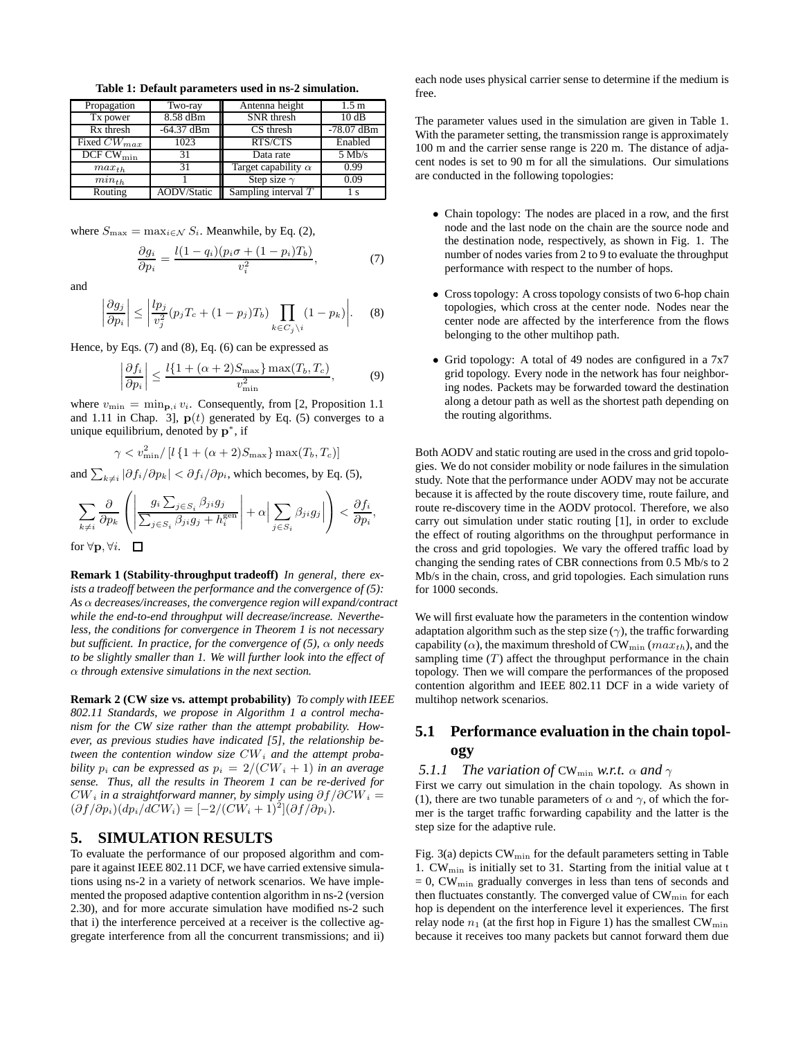**Table 1: Default parameters used in ns-2 simulation.**

| Propagation | Two-ray | Antenna height | 1.5 m |
|---|---|---|---|
| Tx power | 8.58 dBm | SNR thresh | 10 dB |
| Rx thresh | -64.37 dBm | CS thresh | -78.07 dBm |
| Fixed $CW_{max}$ | 1023 | RTS/CTS | Enabled |
| DCF $\text{CW}_{\min}$ | 31 | Data rate | 5 Mb/s |
| $max_{th}$ | 31 | Target capability $\alpha$ | 0.99 |
| $min_{th}$ | 1 | Step size $\gamma$ | 0.09 |
| Routing | AODV/Static | Sampling interval $T$ | 1 s |

where $S_{\max} = \max_{i \in \mathcal{N}} S_i$. Meanwhile, by Eq. (2),

$$\frac{\partial g_i}{\partial p_i} = \frac{l(1-q_i)(p_i\sigma + (1-p_i)T_b)}{v_i^2}, \tag{7}$$

and

$$\left|\frac{\partial g_j}{\partial p_i}\right| \le \left|\frac{lp_j}{v_j^2}(p_jT_c + (1-p_j)T_b)\prod_{k\in C_j\setminus i}(1-p_k)\right|. \tag{8}$$

Hence, by Eqs. (7) and (8), Eq. (6) can be expressed as

$$\left|\frac{\partial f_i}{\partial p_i}\right| \le \frac{l\{1+(\alpha+2)S_{\max}\}\max(T_b,T_c)}{v_{\min}^2}, \tag{9}$$

where $v_{\min} = \min_{\mathbf{p},i} v_i$. Consequently, from [2, Proposition 1.1 and 1.11 in Chap. 3], $\mathbf{p}(t)$ generated by Eq. (5) converges to a unique equilibrium, denoted by $\mathbf{p}^*$, if

$$\gamma < v_{\min}^2 / \left[l\left\{1+(\alpha+2)S_{\max}\right\}\max(T_b,T_c)\right]$$

and $\sum_{k\ne i}|\partial f_i/\partial p_k| < \partial f_i/\partial p_i$, which becomes, by Eq. (5),

$$\sum_{k\ne i}\frac{\partial}{\partial p_k}\left(\left|\frac{g_i\sum_{j\in S_i}\beta_{ji}g_j}{\sum_{j\in S_i}\beta_{ji}g_j + h_i^{\text{gen}}}\right| + \alpha\Big|\sum_{j\in S_i}\beta_{ji}g_j\Big|\right) < \frac{\partial f_i}{\partial p_i},$$

for $\forall\mathbf{p}, \forall i$. □

**Remark 1 (Stability-throughput tradeoff)** *In general, there exists a tradeoff between the performance and the convergence of (5): As $\alpha$ decreases/increases, the convergence region will expand/contract while the end-to-end throughput will decrease/increase. Nevertheless, the conditions for convergence in Theorem 1 is not necessary but sufficient. In practice, for the convergence of (5), $\alpha$ only needs to be slightly smaller than 1. We will further look into the effect of $\alpha$ through extensive simulations in the next section.*

**Remark 2 (CW size vs. attempt probability)** *To comply with IEEE 802.11 Standards, we propose in Algorithm 1 a control mechanism for the CW size rather than the attempt probability. However, as previous studies have indicated [5], the relationship between the contention window size $CW_i$ and the attempt probability $p_i$ can be expressed as $p_i = 2/(CW_i+1)$ in an average sense. Thus, all the results in Theorem 1 can be re-derived for $CW_i$ in a straightforward manner, by simply using $\partial f/\partial CW_i = (\partial f/\partial p_i)(dp_i/dCW_i) = [-2/(CW_i+1)^2](\partial f/\partial p_i)$.*

## 5. SIMULATION RESULTS

To evaluate the performance of our proposed algorithm and compare it against IEEE 802.11 DCF, we have carried extensive simulations using ns-2 in a variety of network scenarios. We have implemented the proposed adaptive contention algorithm in ns-2 (version 2.30), and for more accurate simulation have modified ns-2 such that i) the interference perceived at a receiver is the collective aggregate interference from all the concurrent transmissions; and ii) each node uses physical carrier sense to determine if the medium is free.

The parameter values used in the simulation are given in Table 1. With the parameter setting, the transmission range is approximately 100 m and the carrier sense range is 220 m. The distance of adjacent nodes is set to 90 m for all the simulations. Our simulations are conducted in the following topologies:

- Chain topology: The nodes are placed in a row, and the first node and the last node on the chain are the source node and the destination node, respectively, as shown in Fig. 1. The number of nodes varies from 2 to 9 to evaluate the throughput performance with respect to the number of hops.
- Cross topology: A cross topology consists of two 6-hop chain topologies, which cross at the center node. Nodes near the center node are affected by the interference from the flows belonging to the other multihop path.
- Grid topology: A total of 49 nodes are configured in a 7x7 grid topology. Every node in the network has four neighboring nodes. Packets may be forwarded toward the destination along a detour path as well as the shortest path depending on the routing algorithms.

Both AODV and static routing are used in the cross and grid topologies. We do not consider mobility or node failures in the simulation study. Note that the performance under AODV may not be accurate because it is affected by the route discovery time, route failure, and route re-discovery time in the AODV protocol. Therefore, we also carry out simulation under static routing [1], in order to exclude the effect of routing algorithms on the throughput performance in the cross and grid topologies. We vary the offered traffic load by changing the sending rates of CBR connections from 0.5 Mb/s to 2 Mb/s in the chain, cross, and grid topologies. Each simulation runs for 1000 seconds.

We will first evaluate how the parameters in the contention window adaptation algorithm such as the step size ($\gamma$), the traffic forwarding capability ($\alpha$), the maximum threshold of $\text{CW}_{\min}$ ($max_{th}$), and the sampling time ($T$) affect the throughput performance in the chain topology. Then we will compare the performances of the proposed contention algorithm and IEEE 802.11 DCF in a wide variety of multihop network scenarios.

### 5.1 Performance evaluation in the chain topology

#### 5.1.1 *The variation of* $\text{CW}_{\min}$ *w.r.t.* $\alpha$ *and* $\gamma$

First we carry out simulation in the chain topology. As shown in (1), there are two tunable parameters of $\alpha$ and $\gamma$, of which the former is the target traffic forwarding capability and the latter is the step size for the adaptive rule.

Fig. 3(a) depicts $\text{CW}_{\min}$ for the default parameters setting in Table 1. $\text{CW}_{\min}$ is initially set to 31. Starting from the initial value at t = 0, $\text{CW}_{\min}$ gradually converges in less than tens of seconds and then fluctuates constantly. The converged value of $\text{CW}_{\min}$ for each hop is dependent on the interference level it experiences. The first relay node $n_1$ (at the first hop in Figure 1) has the smallest $\text{CW}_{\min}$ because it receives too many packets but cannot forward them due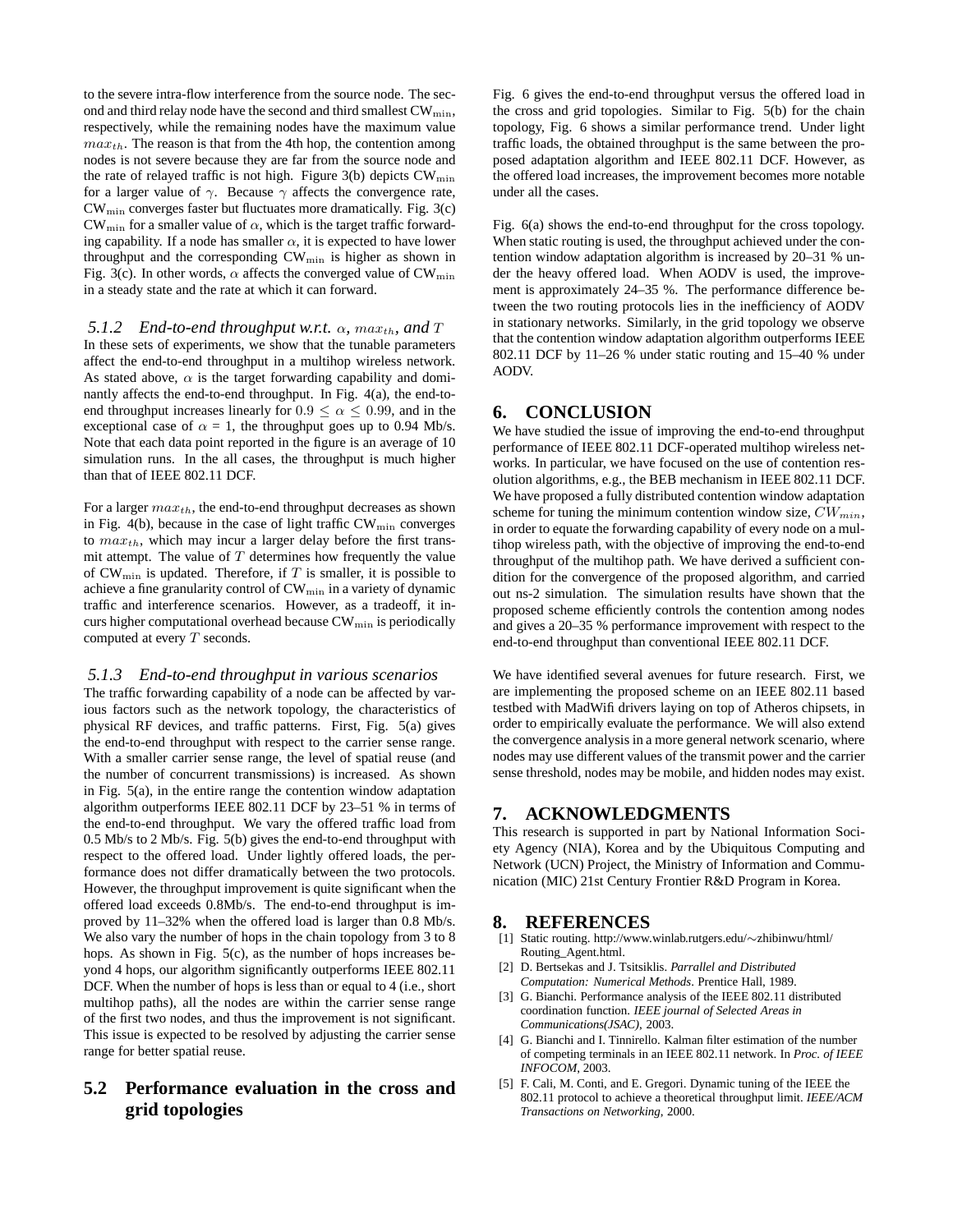to the severe intra-flow interference from the source node. The second and third relay node have the second and third smallest $\text{CW}_{\min}$, respectively, while the remaining nodes have the maximum value $max_{th}$. The reason is that from the 4th hop, the contention among nodes is not severe because they are far from the source node and the rate of relayed traffic is not high. Figure 3(b) depicts $\text{CW}_{\min}$ for a larger value of $\gamma$. Because $\gamma$ affects the convergence rate, $\text{CW}_{\min}$ converges faster but fluctuates more dramatically. Fig. 3(c) $\text{CW}_{\min}$ for a smaller value of $\alpha$, which is the target traffic forwarding capability. If a node has smaller $\alpha$, it is expected to have lower throughput and the corresponding $\text{CW}_{\min}$ is higher as shown in Fig. 3(c). In other words, $\alpha$ affects the converged value of $\text{CW}_{\min}$ in a steady state and the rate at which it can forward.

#### 5.1.2 End-to-end throughput w.r.t. $\alpha$, $max_{th}$, and $T$

In these sets of experiments, we show that the tunable parameters affect the end-to-end throughput in a multihop wireless network. As stated above, $\alpha$ is the target forwarding capability and dominantly affects the end-to-end throughput. In Fig. 4(a), the end-to-end throughput increases linearly for $0.9 \leq \alpha \leq 0.99$, and in the exceptional case of $\alpha$ = 1, the throughput goes up to 0.94 Mb/s. Note that each data point reported in the figure is an average of 10 simulation runs. In the all cases, the throughput is much higher than that of IEEE 802.11 DCF.

For a larger $max_{th}$, the end-to-end throughput decreases as shown in Fig. 4(b), because in the case of light traffic $\text{CW}_{\min}$ converges to $max_{th}$, which may incur a larger delay before the first transmit attempt. The value of $T$ determines how frequently the value of $\text{CW}_{\min}$ is updated. Therefore, if $T$ is smaller, it is possible to achieve a fine granularity control of $\text{CW}_{\min}$ in a variety of dynamic traffic and interference scenarios. However, as a tradeoff, it incurs higher computational overhead because $\text{CW}_{\min}$ is periodically computed at every $T$ seconds.

#### 5.1.3 End-to-end throughput in various scenarios

The traffic forwarding capability of a node can be affected by various factors such as the network topology, the characteristics of physical RF devices, and traffic patterns. First, Fig. 5(a) gives the end-to-end throughput with respect to the carrier sense range. With a smaller carrier sense range, the level of spatial reuse (and the number of concurrent transmissions) is increased. As shown in Fig. 5(a), in the entire range the contention window adaptation algorithm outperforms IEEE 802.11 DCF by 23–51 % in terms of the end-to-end throughput. We vary the offered traffic load from 0.5 Mb/s to 2 Mb/s. Fig. 5(b) gives the end-to-end throughput with respect to the offered load. Under lightly offered loads, the performance does not differ dramatically between the two protocols. However, the throughput improvement is quite significant when the offered load exceeds 0.8Mb/s. The end-to-end throughput is improved by 11–32% when the offered load is larger than 0.8 Mb/s. We also vary the number of hops in the chain topology from 3 to 8 hops. As shown in Fig. 5(c), as the number of hops increases beyond 4 hops, our algorithm significantly outperforms IEEE 802.11 DCF. When the number of hops is less than or equal to 4 (i.e., short multihop paths), all the nodes are within the carrier sense range of the first two nodes, and thus the improvement is not significant. This issue is expected to be resolved by adjusting the carrier sense range for better spatial reuse.

### 5.2 Performance evaluation in the cross and grid topologies

Fig. 6 gives the end-to-end throughput versus the offered load in the cross and grid topologies. Similar to Fig. 5(b) for the chain topology, Fig. 6 shows a similar performance trend. Under light traffic loads, the obtained throughput is the same between the proposed adaptation algorithm and IEEE 802.11 DCF. However, as the offered load increases, the improvement becomes more notable under all the cases.

Fig. 6(a) shows the end-to-end throughput for the cross topology. When static routing is used, the throughput achieved under the contention window adaptation algorithm is increased by 20–31 % under the heavy offered load. When AODV is used, the improvement is approximately 24–35 %. The performance difference between the two routing protocols lies in the inefficiency of AODV in stationary networks. Similarly, in the grid topology we observe that the contention window adaptation algorithm outperforms IEEE 802.11 DCF by 11–26 % under static routing and 15–40 % under AODV.

## 6. CONCLUSION

We have studied the issue of improving the end-to-end throughput performance of IEEE 802.11 DCF-operated multihop wireless networks. In particular, we have focused on the use of contention resolution algorithms, e.g., the BEB mechanism in IEEE 802.11 DCF. We have proposed a fully distributed contention window adaptation scheme for tuning the minimum contention window size, $CW_{min}$, in order to equate the forwarding capability of every node on a multihop wireless path, with the objective of improving the end-to-end throughput of the multihop path. We have derived a sufficient condition for the convergence of the proposed algorithm, and carried out ns-2 simulation. The simulation results have shown that the proposed scheme efficiently controls the contention among nodes and gives a 20–35 % performance improvement with respect to the end-to-end throughput than conventional IEEE 802.11 DCF.

We have identified several avenues for future research. First, we are implementing the proposed scheme on an IEEE 802.11 based testbed with MadWifi drivers laying on top of Atheros chipsets, in order to empirically evaluate the performance. We will also extend the convergence analysis in a more general network scenario, where nodes may use different values of the transmit power and the carrier sense threshold, nodes may be mobile, and hidden nodes may exist.

## 7. ACKNOWLEDGMENTS

This research is supported in part by National Information Society Agency (NIA), Korea and by the Ubiquitous Computing and Network (UCN) Project, the Ministry of Information and Communication (MIC) 21st Century Frontier R&D Program in Korea.

## 8. REFERENCES

[1] Static routing. http://www.winlab.rutgers.edu/∼zhibinwu/html/Routing_Agent.html.

[2] D. Bertsekas and J. Tsitsiklis. *Parrallel and Distributed Computation: Numerical Methods*. Prentice Hall, 1989.

[3] G. Bianchi. Performance analysis of the IEEE 802.11 distributed coordination function. *IEEE journal of Selected Areas in Communications(JSAC)*, 2003.

[4] G. Bianchi and I. Tinnirello. Kalman filter estimation of the number of competing terminals in an IEEE 802.11 network. In *Proc. of IEEE INFOCOM*, 2003.

[5] F. Cali, M. Conti, and E. Gregori. Dynamic tuning of the IEEE the 802.11 protocol to achieve a theoretical throughput limit. *IEEE/ACM Transactions on Networking*, 2000.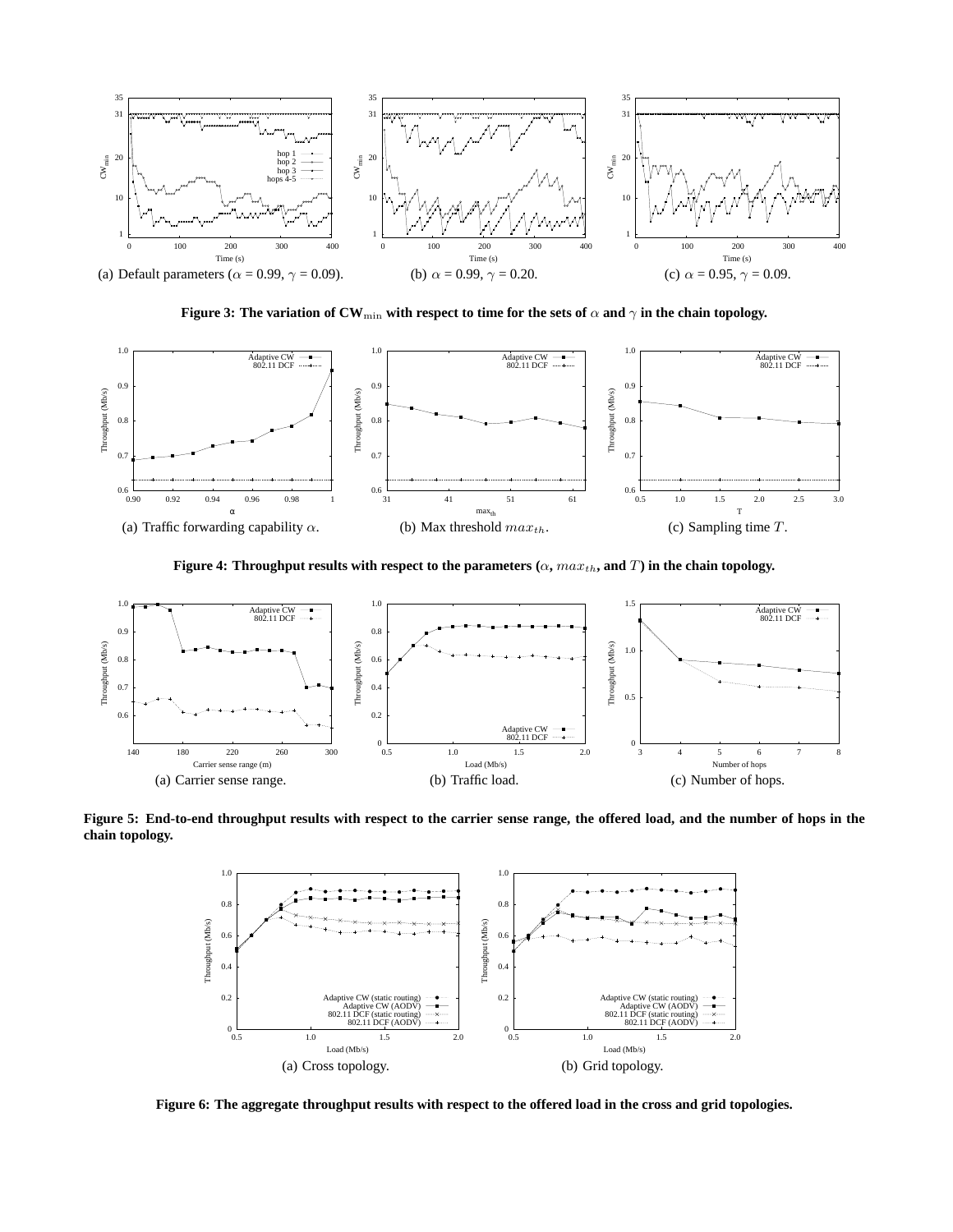(a) Default parameters ($\alpha$ = 0.99, $\gamma$ = 0.09).

(b) $\alpha$ = 0.99, $\gamma$ = 0.20.

(c) $\alpha$ = 0.95, $\gamma$ = 0.09.

**Figure 3: The variation of CW$_{\min}$ with respect to time for the sets of $\alpha$ and $\gamma$ in the chain topology.**

(a) Traffic forwarding capability $\alpha$.

(b) Max threshold $max_{th}$.

(c) Sampling time $T$.

**Figure 4: Throughput results with respect to the parameters ($\alpha$, $max_{th}$, and $T$) in the chain topology.**

(a) Carrier sense range.

(b) Traffic load.

(c) Number of hops.

**Figure 5: End-to-end throughput results with respect to the carrier sense range, the offered load, and the number of hops in the chain topology.**

(a) Cross topology.

(b) Grid topology.

**Figure 6: The aggregate throughput results with respect to the offered load in the cross and grid topologies.**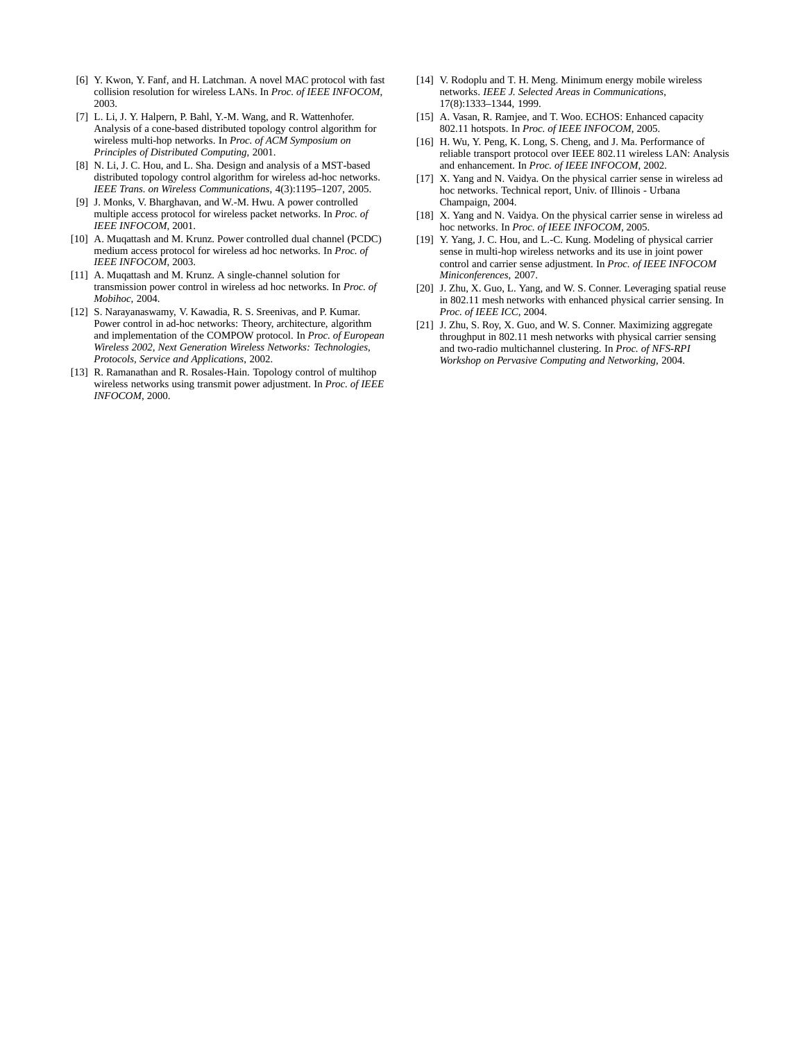[6] Y. Kwon, Y. Fanf, and H. Latchman. A novel MAC protocol with fast collision resolution for wireless LANs. In *Proc. of IEEE INFOCOM*, 2003.

[7] L. Li, J. Y. Halpern, P. Bahl, Y.-M. Wang, and R. Wattenhofer. Analysis of a cone-based distributed topology control algorithm for wireless multi-hop networks. In *Proc. of ACM Symposium on Principles of Distributed Computing*, 2001.

[8] N. Li, J. C. Hou, and L. Sha. Design and analysis of a MST-based distributed topology control algorithm for wireless ad-hoc networks. *IEEE Trans. on Wireless Communications*, 4(3):1195–1207, 2005.

[9] J. Monks, V. Bharghavan, and W.-M. Hwu. A power controlled multiple access protocol for wireless packet networks. In *Proc. of IEEE INFOCOM*, 2001.

[10] A. Muqattash and M. Krunz. Power controlled dual channel (PCDC) medium access protocol for wireless ad hoc networks. In *Proc. of IEEE INFOCOM*, 2003.

[11] A. Muqattash and M. Krunz. A single-channel solution for transmission power control in wireless ad hoc networks. In *Proc. of Mobihoc*, 2004.

[12] S. Narayanaswamy, V. Kawadia, R. S. Sreenivas, and P. Kumar. Power control in ad-hoc networks: Theory, architecture, algorithm and implementation of the COMPOW protocol. In *Proc. of European Wireless 2002, Next Generation Wireless Networks: Technologies, Protocols, Service and Applications*, 2002.

[13] R. Ramanathan and R. Rosales-Hain. Topology control of multihop wireless networks using transmit power adjustment. In *Proc. of IEEE INFOCOM*, 2000.

[14] V. Rodoplu and T. H. Meng. Minimum energy mobile wireless networks. *IEEE J. Selected Areas in Communications*, 17(8):1333–1344, 1999.

[15] A. Vasan, R. Ramjee, and T. Woo. ECHOS: Enhanced capacity 802.11 hotspots. In *Proc. of IEEE INFOCOM*, 2005.

[16] H. Wu, Y. Peng, K. Long, S. Cheng, and J. Ma. Performance of reliable transport protocol over IEEE 802.11 wireless LAN: Analysis and enhancement. In *Proc. of IEEE INFOCOM*, 2002.

[17] X. Yang and N. Vaidya. On the physical carrier sense in wireless ad hoc networks. Technical report, Univ. of Illinois - Urbana Champaign, 2004.

[18] X. Yang and N. Vaidya. On the physical carrier sense in wireless ad hoc networks. In *Proc. of IEEE INFOCOM*, 2005.

[19] Y. Yang, J. C. Hou, and L.-C. Kung. Modeling of physical carrier sense in multi-hop wireless networks and its use in joint power control and carrier sense adjustment. In *Proc. of IEEE INFOCOM Miniconferences*, 2007.

[20] J. Zhu, X. Guo, L. Yang, and W. S. Conner. Leveraging spatial reuse in 802.11 mesh networks with enhanced physical carrier sensing. In *Proc. of IEEE ICC*, 2004.

[21] J. Zhu, S. Roy, X. Guo, and W. S. Conner. Maximizing aggregate throughput in 802.11 mesh networks with physical carrier sensing and two-radio multichannel clustering. In *Proc. of NFS-RPI Workshop on Pervasive Computing and Networking*, 2004.